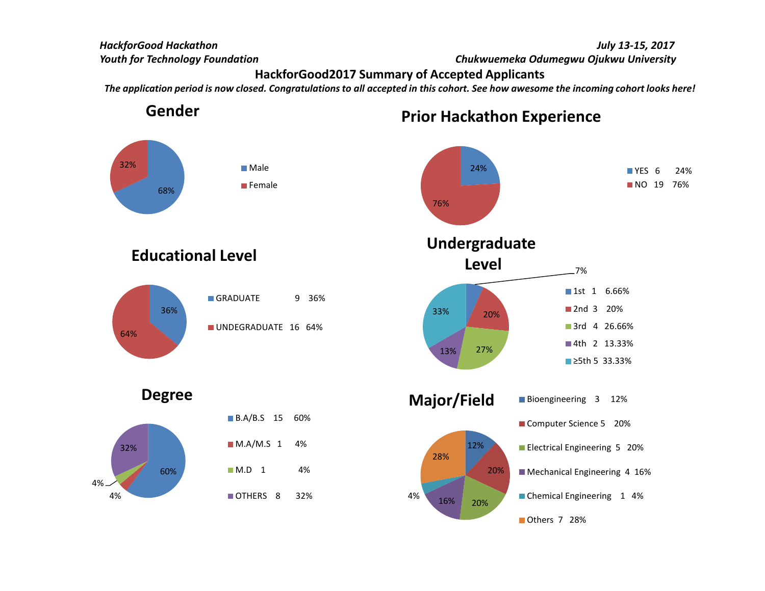*HackforGood Hackathon*
*Youth for Technology Foundation*

*July 13-15, 2017*
*Chukwuemeka Odumegwu Ojukwu University*

# HackforGood2017 Summary of Accepted Applicants

***The application period is now closed. Congratulations to all accepted in this cohort. See how awesome the incoming cohort looks here!***

## Gender

- Male 68%
- Female 32%

## Prior Hackathon Experience

- YES 6 24%
- NO 19 76%

## Educational Level

- GRADUATE 9 36%
- UNDEGRADUATE 16 64%

## Undergraduate Level

- 1st 1 6.66%
- 2nd 3 20%
- 3rd 4 26.66%
- 4th 2 13.33%
- ≥5th 5 33.33%

## Degree

- B.A/B.S 15 60%
- M.A/M.S 1 4%
- M.D 1 4%
- OTHERS 8 32%

## Major/Field

- Bioengineering 3 12%
- Computer Science 5 20%
- Electrical Engineering 5 20%
- Mechanical Engineering 4 16%
- Chemical Engineering 1 4%
- Others 7 28%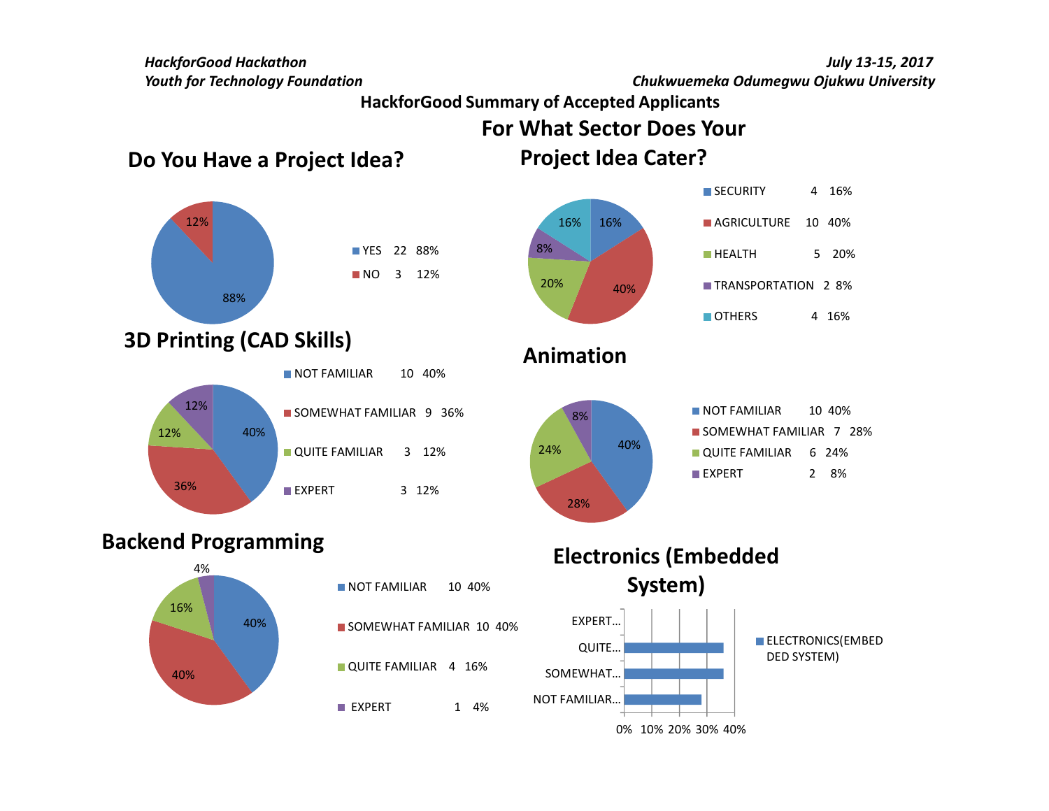*HackforGood Hackathon*
*Youth for Technology Foundation*

*July 13-15, 2017*
*Chukwuemeka Odumegwu Ojukwu University*

## HackforGood Summary of Accepted Applicants

### Do You Have a Project Idea?

| | | |
|---|---|---|
| YES | 22 | 88% |
| NO | 3 | 12% |

### For What Sector Does Your Project Idea Cater?

| | | |
|---|---|---|
| SECURITY | 4 | 16% |
| AGRICULTURE | 10 | 40% |
| HEALTH | 5 | 20% |
| TRANSPORTATION | 2 | 8% |
| OTHERS | 4 | 16% |

### 3D Printing (CAD Skills)

| | | |
|---|---|---|
| NOT FAMILIAR | 10 | 40% |
| SOMEWHAT FAMILIAR | 9 | 36% |
| QUITE FAMILIAR | 3 | 12% |
| EXPERT | 3 | 12% |

### Animation

| | | |
|---|---|---|
| NOT FAMILIAR | 10 | 40% |
| SOMEWHAT FAMILIAR | 7 | 28% |
| QUITE FAMILIAR | 6 | 24% |
| EXPERT | 2 | 8% |

### Backend Programming

| | | |
|---|---|---|
| NOT FAMILIAR | 10 | 40% |
| SOMEWHAT FAMILIAR | 10 | 40% |
| QUITE FAMILIAR | 4 | 16% |
| EXPERT | 1 | 4% |

### Electronics (Embedded System)

ELECTRONICS(EMBEDDED SYSTEM)

EXPERT…, QUITE…, SOMEWHAT…, NOT FAMILIAR…

0% 10% 20% 30% 40%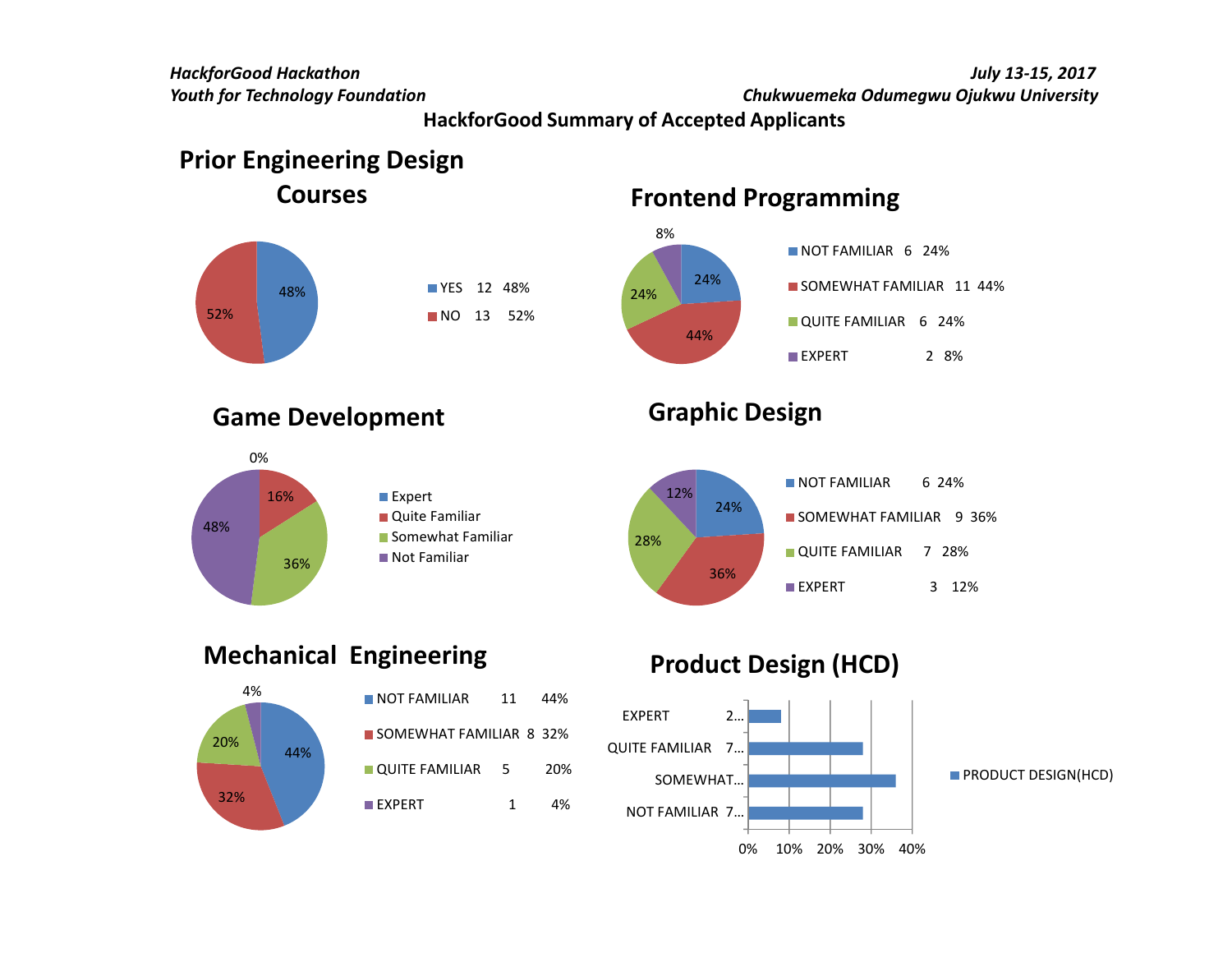*HackforGood Hackathon*
*Youth for Technology Foundation*

*July 13-15, 2017*
*Chukwuemeka Odumegwu Ojukwu University*

**HackforGood Summary of Accepted Applicants**

## Prior Engineering Design Courses

| Response | Count | Percent |
|---|---|---|
| YES | 12 | 48% |
| NO | 13 | 52% |

## Frontend Programming

| Level | Count | Percent |
|---|---|---|
| NOT FAMILIAR | 6 | 24% |
| SOMEWHAT FAMILIAR | 11 | 44% |
| QUITE FAMILIAR | 6 | 24% |
| EXPERT | 2 | 8% |

## Game Development

| Level | Percent |
|---|---|
| Expert | 0% |
| Quite Familiar | 16% |
| Somewhat Familiar | 36% |
| Not Familiar | 48% |

## Graphic Design

| Level | Count | Percent |
|---|---|---|
| NOT FAMILIAR | 6 | 24% |
| SOMEWHAT FAMILIAR | 9 | 36% |
| QUITE FAMILIAR | 7 | 28% |
| EXPERT | 3 | 12% |

## Mechanical Engineering

| Level | Count | Percent |
|---|---|---|
| NOT FAMILIAR | 11 | 44% |
| SOMEWHAT FAMILIAR | 8 | 32% |
| QUITE FAMILIAR | 5 | 20% |
| EXPERT | 1 | 4% |

## Product Design (HCD)

| Level | Label |
|---|---|
| EXPERT | 2... |
| QUITE FAMILIAR | 7... |
| SOMEWHAT... | |
| NOT FAMILIAR | 7... |

Legend: PRODUCT DESIGN(HCD); axis: 0%, 10%, 20%, 30%, 40%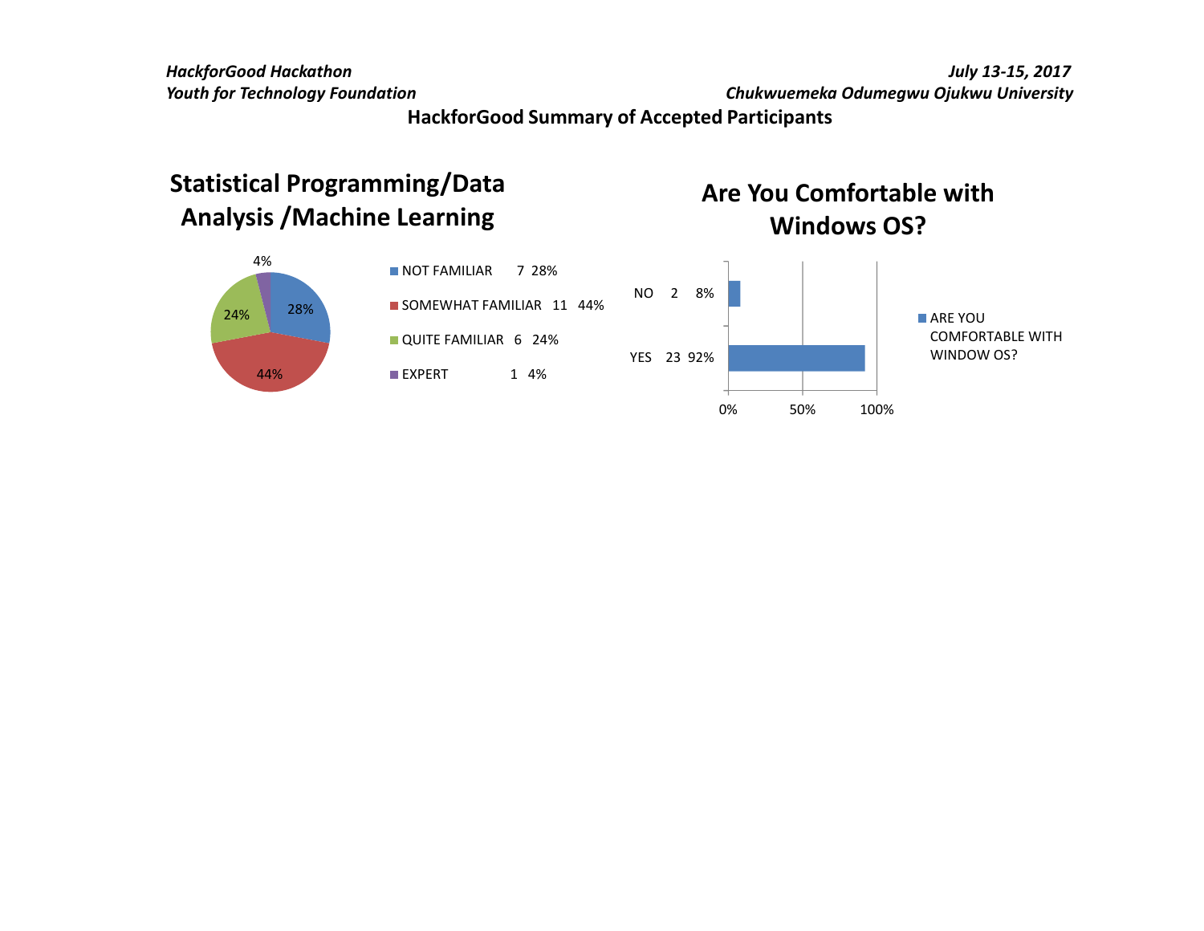*HackforGood Hackathon*
*Youth for Technology Foundation*

*July 13-15, 2017*
*Chukwuemeka Odumegwu Ojukwu University*

**HackforGood Summary of Accepted Participants**

## Statistical Programming/Data Analysis /Machine Learning

4%
28%
24%
44%

NOT FAMILIAR 7 28%
SOMEWHAT FAMILIAR 11 44%
QUITE FAMILIAR 6 24%
EXPERT 1 4%

## Are You Comfortable with Windows OS?

NO 2 8%
YES 23 92%

0%
50%
100%

ARE YOU COMFORTABLE WITH WINDOW OS?